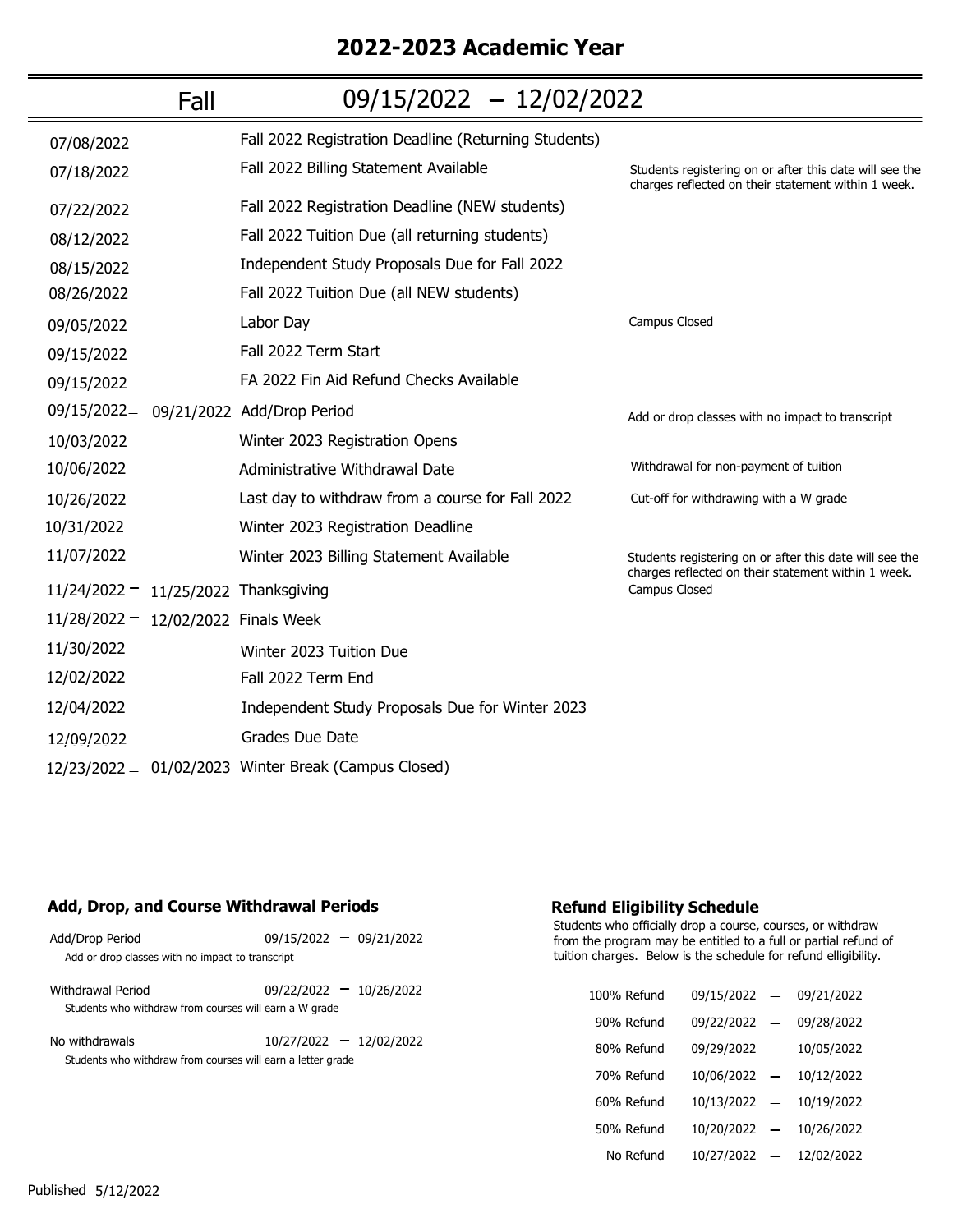# 2022-2023 Academic Year

## Fall 09/15/2022 – 12/02/2022

| Date | Event | Notes |
| --- | --- | --- |
| 07/08/2022 | Fall 2022 Registration Deadline (Returning Students) | |
| 07/18/2022 | Fall 2022 Billing Statement Available | Students registering on or after this date will see the charges reflected on their statement within 1 week. |
| 07/22/2022 | Fall 2022 Registration Deadline (NEW students) | |
| 08/12/2022 | Fall 2022 Tuition Due (all returning students) | |
| 08/15/2022 | Independent Study Proposals Due for Fall 2022 | |
| 08/26/2022 | Fall 2022 Tuition Due (all NEW students) | |
| 09/05/2022 | Labor Day | Campus Closed |
| 09/15/2022 | Fall 2022 Term Start | |
| 09/15/2022 | FA 2022 Fin Aid Refund Checks Available | |
| 09/15/2022 – 09/21/2022 | Add/Drop Period | Add or drop classes with no impact to transcript |
| 10/03/2022 | Winter 2023 Registration Opens | |
| 10/06/2022 | Administrative Withdrawal Date | Withdrawal for non-payment of tuition |
| 10/26/2022 | Last day to withdraw from a course for Fall 2022 | Cut-off for withdrawing with a W grade |
| 10/31/2022 | Winter 2023 Registration Deadline | |
| 11/07/2022 | Winter 2023 Billing Statement Available | Students registering on or after this date will see the charges reflected on their statement within 1 week. |
| 11/24/2022 – 11/25/2022 | Thanksgiving | Campus Closed |
| 11/28/2022 – 12/02/2022 | Finals Week | |
| 11/30/2022 | Winter 2023 Tuition Due | |
| 12/02/2022 | Fall 2022 Term End | |
| 12/04/2022 | Independent Study Proposals Due for Winter 2023 | |
| 12/09/2022 | Grades Due Date | |
| 12/23/2022 – 01/02/2023 | Winter Break (Campus Closed) | |

### Add, Drop, and Course Withdrawal Periods

| Period | Dates |
| --- | --- |
| Add/Drop Period<br>Add or drop classes with no impact to transcript | 09/15/2022 – 09/21/2022 |
| Withdrawal Period<br>Students who withdraw from courses will earn a W grade | 09/22/2022 – 10/26/2022 |
| No withdrawals<br>Students who withdraw from courses will earn a letter grade | 10/27/2022 – 12/02/2022 |

### Refund Eligibility Schedule

Students who officially drop a course, courses, or withdraw from the program may be entitled to a full or partial refund of tuition charges. Below is the schedule for refund elligibility.

| Refund | Dates |
| --- | --- |
| 100% Refund | 09/15/2022 – 09/21/2022 |
| 90% Refund | 09/22/2022 – 09/28/2022 |
| 80% Refund | 09/29/2022 – 10/05/2022 |
| 70% Refund | 10/06/2022 – 10/12/2022 |
| 60% Refund | 10/13/2022 – 10/19/2022 |
| 50% Refund | 10/20/2022 – 10/26/2022 |
| No Refund | 10/27/2022 – 12/02/2022 |

Published 5/12/2022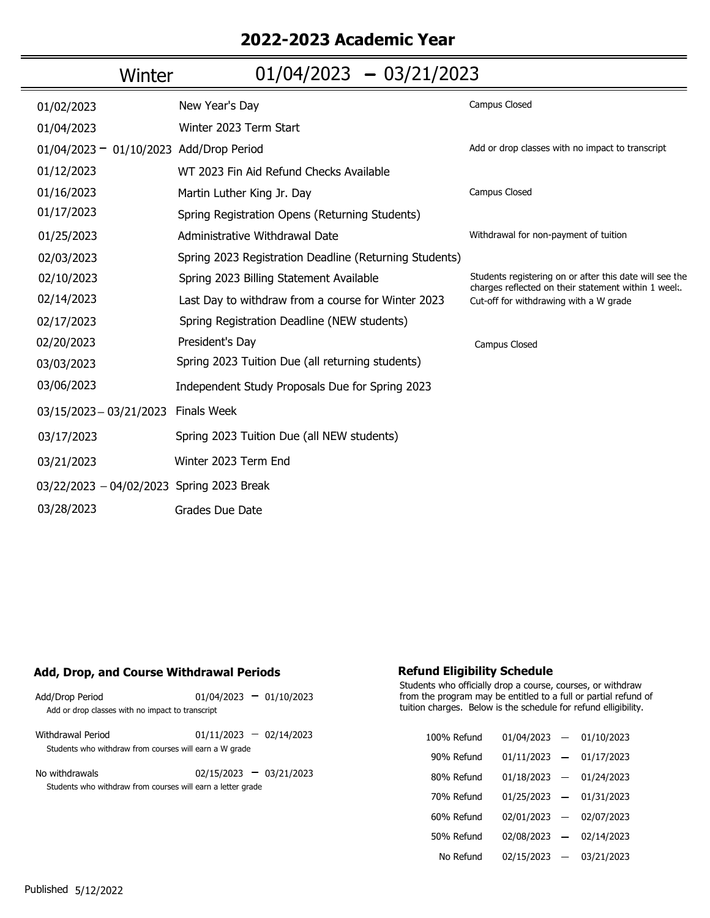# 2022-2023 Academic Year

## Winter 01/04/2023 – 03/21/2023

| Date | Event | Notes |
|---|---|---|
| 01/02/2023 | New Year's Day | Campus Closed |
| 01/04/2023 | Winter 2023 Term Start | |
| 01/04/2023 – 01/10/2023 | Add/Drop Period | Add or drop classes with no impact to transcript |
| 01/12/2023 | WT 2023 Fin Aid Refund Checks Available | |
| 01/16/2023 | Martin Luther King Jr. Day | Campus Closed |
| 01/17/2023 | Spring Registration Opens (Returning Students) | |
| 01/25/2023 | Administrative Withdrawal Date | Withdrawal for non-payment of tuition |
| 02/03/2023 | Spring 2023 Registration Deadline (Returning Students) | |
| 02/10/2023 | Spring 2023 Billing Statement Available | Students registering on or after this date will see the charges reflected on their statement within 1 week. |
| 02/14/2023 | Last Day to withdraw from a course for Winter 2023 | Cut-off for withdrawing with a W grade |
| 02/17/2023 | Spring Registration Deadline (NEW students) | |
| 02/20/2023 | President's Day | Campus Closed |
| 03/03/2023 | Spring 2023 Tuition Due (all returning students) | |
| 03/06/2023 | Independent Study Proposals Due for Spring 2023 | |
| 03/15/2023 – 03/21/2023 | Finals Week | |
| 03/17/2023 | Spring 2023 Tuition Due (all NEW students) | |
| 03/21/2023 | Winter 2023 Term End | |
| 03/22/2023 – 04/02/2023 | Spring 2023 Break | |
| 03/28/2023 | Grades Due Date | |

### Add, Drop, and Course Withdrawal Periods

| Period | Dates |
|---|---|
| Add/Drop Period<br>Add or drop classes with no impact to transcript | 01/04/2023 – 01/10/2023 |
| Withdrawal Period<br>Students who withdraw from courses will earn a W grade | 01/11/2023 – 02/14/2023 |
| No withdrawals<br>Students who withdraw from courses will earn a letter grade | 02/15/2023 – 03/21/2023 |

### Refund Eligibility Schedule

Students who officially drop a course, courses, or withdraw from the program may be entitled to a full or partial refund of tuition charges. Below is the schedule for refund elligibility.

| Refund | Dates |
|---|---|
| 100% Refund | 01/04/2023 – 01/10/2023 |
| 90% Refund | 01/11/2023 – 01/17/2023 |
| 80% Refund | 01/18/2023 – 01/24/2023 |
| 70% Refund | 01/25/2023 – 01/31/2023 |
| 60% Refund | 02/01/2023 – 02/07/2023 |
| 50% Refund | 02/08/2023 – 02/14/2023 |
| No Refund | 02/15/2023 – 03/21/2023 |

Published 5/12/2022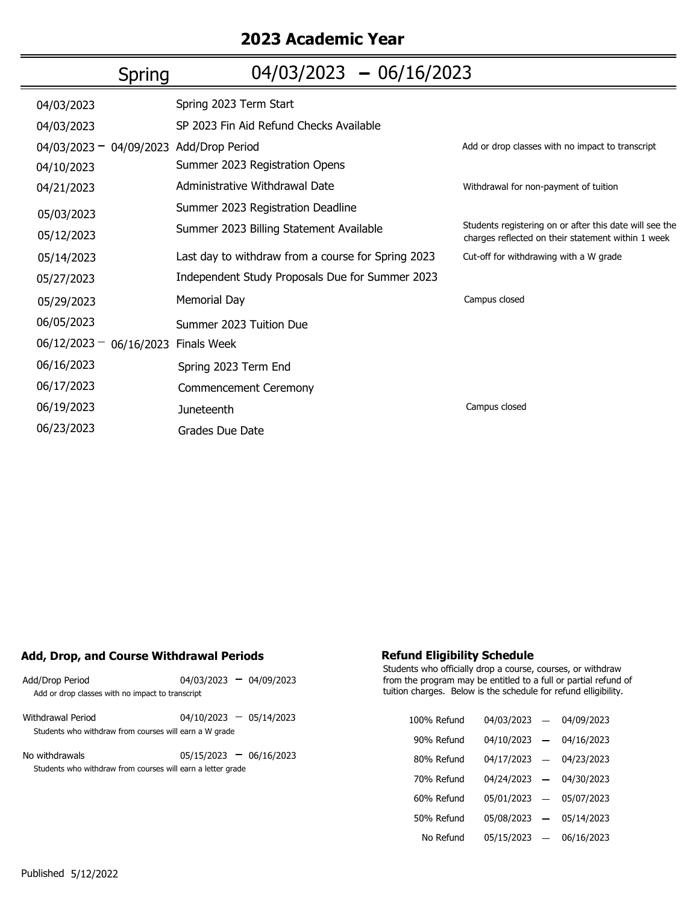# 2023 Academic Year

## Spring 04/03/2023 – 06/16/2023

| Date | Event | Notes |
|---|---|---|
| 04/03/2023 | Spring 2023 Term Start | |
| 04/03/2023 | SP 2023 Fin Aid Refund Checks Available | |
| 04/03/2023 – 04/09/2023 | Add/Drop Period | Add or drop classes with no impact to transcript |
| 04/10/2023 | Summer 2023 Registration Opens | |
| 04/21/2023 | Administrative Withdrawal Date | Withdrawal for non-payment of tuition |
| 05/03/2023 | Summer 2023 Registration Deadline | |
| 05/12/2023 | Summer 2023 Billing Statement Available | Students registering on or after this date will see the charges reflected on their statement within 1 week |
| 05/14/2023 | Last day to withdraw from a course for Spring 2023 | Cut-off for withdrawing with a W grade |
| 05/27/2023 | Independent Study Proposals Due for Summer 2023 | |
| 05/29/2023 | Memorial Day | Campus closed |
| 06/05/2023 | Summer 2023 Tuition Due | |
| 06/12/2023 – 06/16/2023 | Finals Week | |
| 06/16/2023 | Spring 2023 Term End | |
| 06/17/2023 | Commencement Ceremony | |
| 06/19/2023 | Juneteenth | Campus closed |
| 06/23/2023 | Grades Due Date | |

### Add, Drop, and Course Withdrawal Periods

| Period | Dates |
|---|---|
| Add/Drop Period<br>Add or drop classes with no impact to transcript | 04/03/2023 – 04/09/2023 |
| Withdrawal Period<br>Students who withdraw from courses will earn a W grade | 04/10/2023 – 05/14/2023 |
| No withdrawals<br>Students who withdraw from courses will earn a letter grade | 05/15/2023 – 06/16/2023 |

### Refund Eligibility Schedule

Students who officially drop a course, courses, or withdraw from the program may be entitled to a full or partial refund of tuition charges. Below is the schedule for refund elligibility.

| Refund | Dates |
|---|---|
| 100% Refund | 04/03/2023 – 04/09/2023 |
| 90% Refund | 04/10/2023 – 04/16/2023 |
| 80% Refund | 04/17/2023 – 04/23/2023 |
| 70% Refund | 04/24/2023 – 04/30/2023 |
| 60% Refund | 05/01/2023 – 05/07/2023 |
| 50% Refund | 05/08/2023 – 05/14/2023 |
| No Refund | 05/15/2023 – 06/16/2023 |

Published 5/12/2022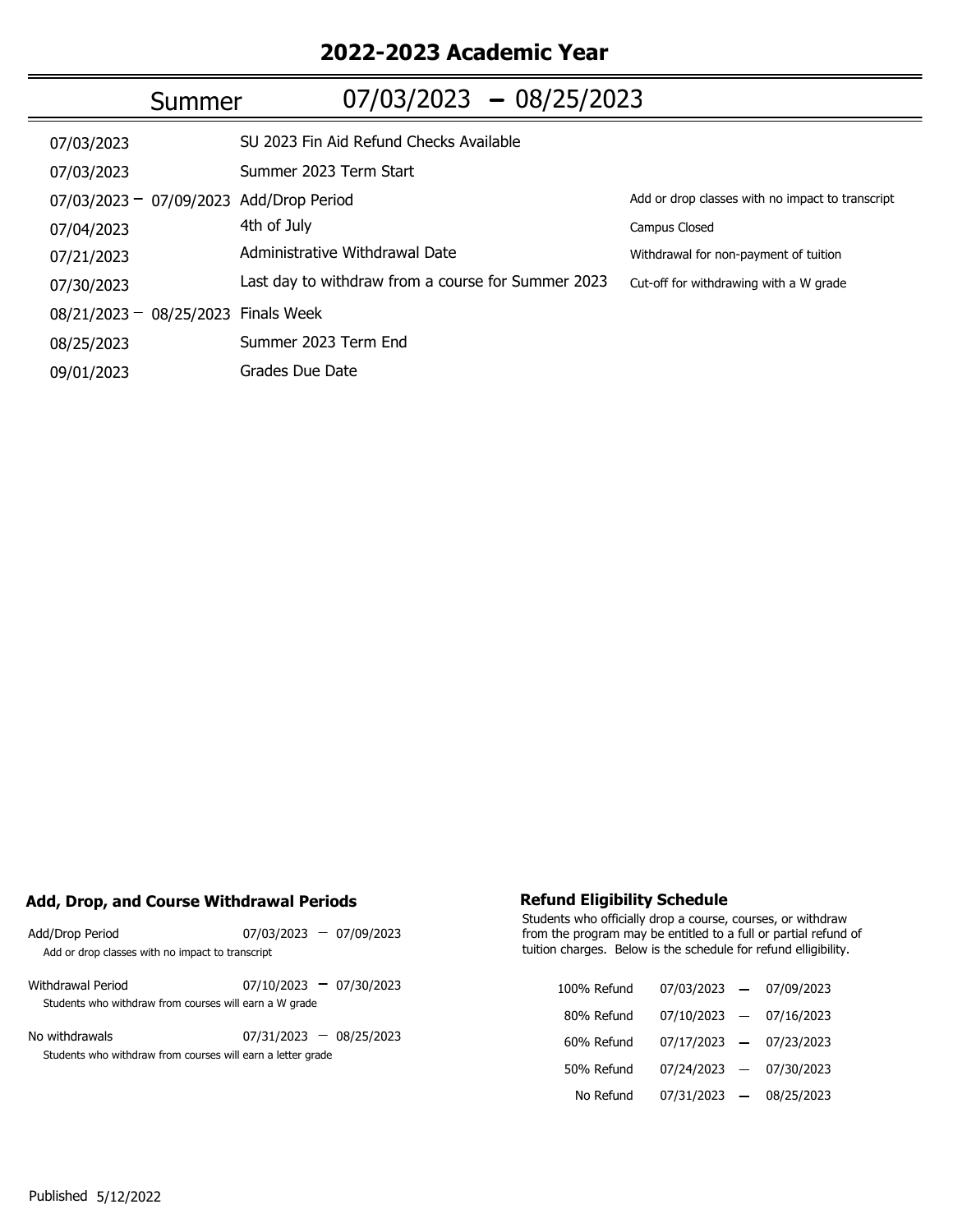# 2022-2023 Academic Year

## Summer 07/03/2023 – 08/25/2023

| | | |
|---|---|---|
| 07/03/2023 | SU 2023 Fin Aid Refund Checks Available | |
| 07/03/2023 | Summer 2023 Term Start | |
| 07/03/2023 – 07/09/2023 | Add/Drop Period | Add or drop classes with no impact to transcript |
| 07/04/2023 | 4th of July | Campus Closed |
| 07/21/2023 | Administrative Withdrawal Date | Withdrawal for non-payment of tuition |
| 07/30/2023 | Last day to withdraw from a course for Summer 2023 | Cut-off for withdrawing with a W grade |
| 08/21/2023 – 08/25/2023 | Finals Week | |
| 08/25/2023 | Summer 2023 Term End | |
| 09/01/2023 | Grades Due Date | |

### Add, Drop, and Course Withdrawal Periods

| | |
|---|---|
| Add/Drop Period<br>Add or drop classes with no impact to transcript | 07/03/2023 – 07/09/2023 |
| Withdrawal Period<br>Students who withdraw from courses will earn a W grade | 07/10/2023 – 07/30/2023 |
| No withdrawals<br>Students who withdraw from courses will earn a letter grade | 07/31/2023 – 08/25/2023 |

### Refund Eligibility Schedule

Students who officially drop a course, courses, or withdraw from the program may be entitled to a full or partial refund of tuition charges. Below is the schedule for refund elligibility.

| | |
|---|---|
| 100% Refund | 07/03/2023 – 07/09/2023 |
| 80% Refund | 07/10/2023 – 07/16/2023 |
| 60% Refund | 07/17/2023 – 07/23/2023 |
| 50% Refund | 07/24/2023 – 07/30/2023 |
| No Refund | 07/31/2023 – 08/25/2023 |

Published 5/12/2022